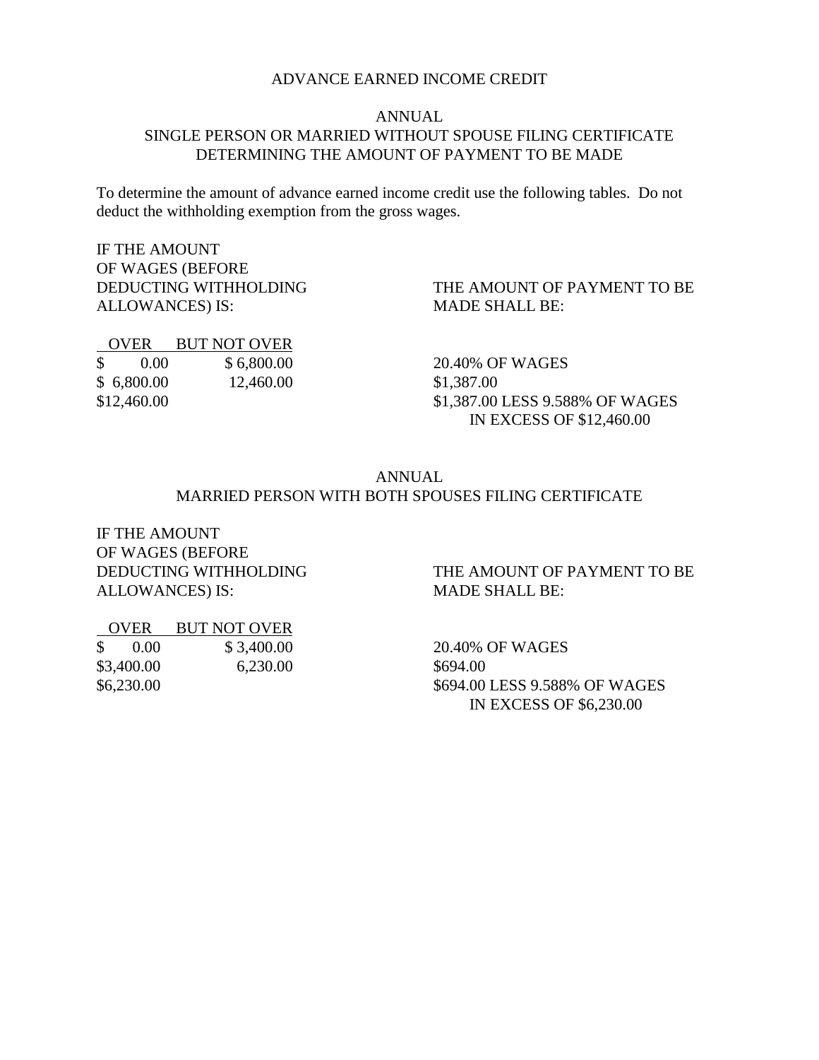# ADVANCE EARNED INCOME CREDIT

## ANNUAL
## SINGLE PERSON OR MARRIED WITHOUT SPOUSE FILING CERTIFICATE
## DETERMINING THE AMOUNT OF PAYMENT TO BE MADE

To determine the amount of advance earned income credit use the following tables. Do not deduct the withholding exemption from the gross wages.

| IF THE AMOUNT OF WAGES (BEFORE DEDUCTING WITHHOLDING ALLOWANCES) IS: | | THE AMOUNT OF PAYMENT TO BE MADE SHALL BE: |
|---|---|---|
| OVER | BUT NOT OVER | |
| $ 0.00 | $ 6,800.00 | 20.40% OF WAGES |
| $ 6,800.00 | 12,460.00 | $1,387.00 |
| $12,460.00 | | $1,387.00 LESS 9.588% OF WAGES IN EXCESS OF $12,460.00 |

## ANNUAL
## MARRIED PERSON WITH BOTH SPOUSES FILING CERTIFICATE

| IF THE AMOUNT OF WAGES (BEFORE DEDUCTING WITHHOLDING ALLOWANCES) IS: | | THE AMOUNT OF PAYMENT TO BE MADE SHALL BE: |
|---|---|---|
| OVER | BUT NOT OVER | |
| $ 0.00 | $ 3,400.00 | 20.40% OF WAGES |
| $3,400.00 | 6,230.00 | $694.00 |
| $6,230.00 | | $694.00 LESS 9.588% OF WAGES IN EXCESS OF $6,230.00 |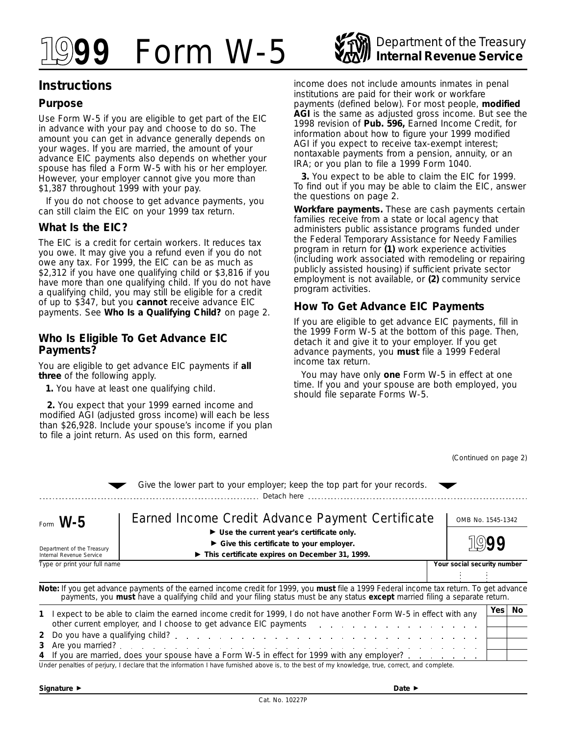# 1999 Form W-5

Department of the Treasury **Internal Revenue Service**

## Instructions

### Purpose

Use Form W-5 if you are eligible to get part of the EIC in advance with your pay and choose to do so. The amount you can get in advance generally depends on your wages. If you are married, the amount of your advance EIC payments also depends on whether your spouse has filed a Form W-5 with his or her employer. However, your employer cannot give you more than $1,387 throughout 1999 with your pay.

If you do not choose to get advance payments, you can still claim the EIC on your 1999 tax return.

### What Is the EIC?

The EIC is a credit for certain workers. It reduces tax you owe. It may give you a refund even if you do not owe any tax. For 1999, the EIC can be as much as $2,312 if you have one qualifying child or $3,816 if you have more than one qualifying child. If you do not have a qualifying child, you may still be eligible for a credit of up to $347, but you **cannot** receive advance EIC payments. See **Who Is a Qualifying Child?** on page 2.

### Who Is Eligible To Get Advance EIC Payments?

You are eligible to get advance EIC payments if **all three** of the following apply.

**1.** You have at least one qualifying child.

**2.** You expect that your 1999 earned income and modified AGI (adjusted gross income) will each be less than $26,928. Include your spouse's income if you plan to file a joint return. As used on this form, earned income does not include amounts inmates in penal institutions are paid for their work or workfare payments (defined below). For most people, **modified AGI** is the same as adjusted gross income. But see the 1998 revision of **Pub. 596,** Earned Income Credit, for information about how to figure your 1999 modified AGI if you expect to receive tax-exempt interest; nontaxable payments from a pension, annuity, or an IRA; or you plan to file a 1999 Form 1040.

**3.** You expect to be able to claim the EIC for 1999. To find out if you may be able to claim the EIC, answer the questions on page 2.

**Workfare payments.** These are cash payments certain families receive from a state or local agency that administers public assistance programs funded under the Federal Temporary Assistance for Needy Families program in return for **(1)** work experience activities (including work associated with remodeling or repairing publicly assisted housing) if sufficient private sector employment is not available, or **(2)** community service program activities.

### How To Get Advance EIC Payments

If you are eligible to get advance EIC payments, fill in the 1999 Form W-5 at the bottom of this page. Then, detach it and give it to your employer. If you get advance payments, you **must** file a 1999 Federal income tax return.

You may have only **one** Form W-5 in effect at one time. If you and your spouse are both employed, you should file separate Forms W-5.

*(Continued on page 2)*

Give the lower part to your employer; keep the top part for your records.

Detach here

---

Form **W-5** — Department of the Treasury, Internal Revenue Service

## Earned Income Credit Advance Payment Certificate

OMB No. 1545-1342 — **1999**

- ► **Use the current year's certificate only.**
- ► **Give this certificate to your employer.**
- ► **This certificate expires on December 31, 1999.**

| Type or print your full name | Your social security number |
|---|---|
| | |

**Note:** If you get advance payments of the earned income credit for 1999, you **must** file a 1999 Federal income tax return. To get advance payments, you **must** have a qualifying child and your filing status must be any status **except** married filing a separate return.

| | | Yes | No |
|---|---|---|---|
| **1** | I expect to be able to claim the earned income credit for 1999, I do not have another Form W-5 in effect with any other current employer, and I choose to get advance EIC payments | | |
| **2** | Do you have a qualifying child? | | |
| **3** | Are you married? | | |
| **4** | If you are married, does your spouse have a Form W-5 in effect for 1999 with any employer? | | |

Under penalties of perjury, I declare that the information I have furnished above is, to the best of my knowledge, true, correct, and complete.

**Signature ►** **Date ►**

Cat. No. 10227P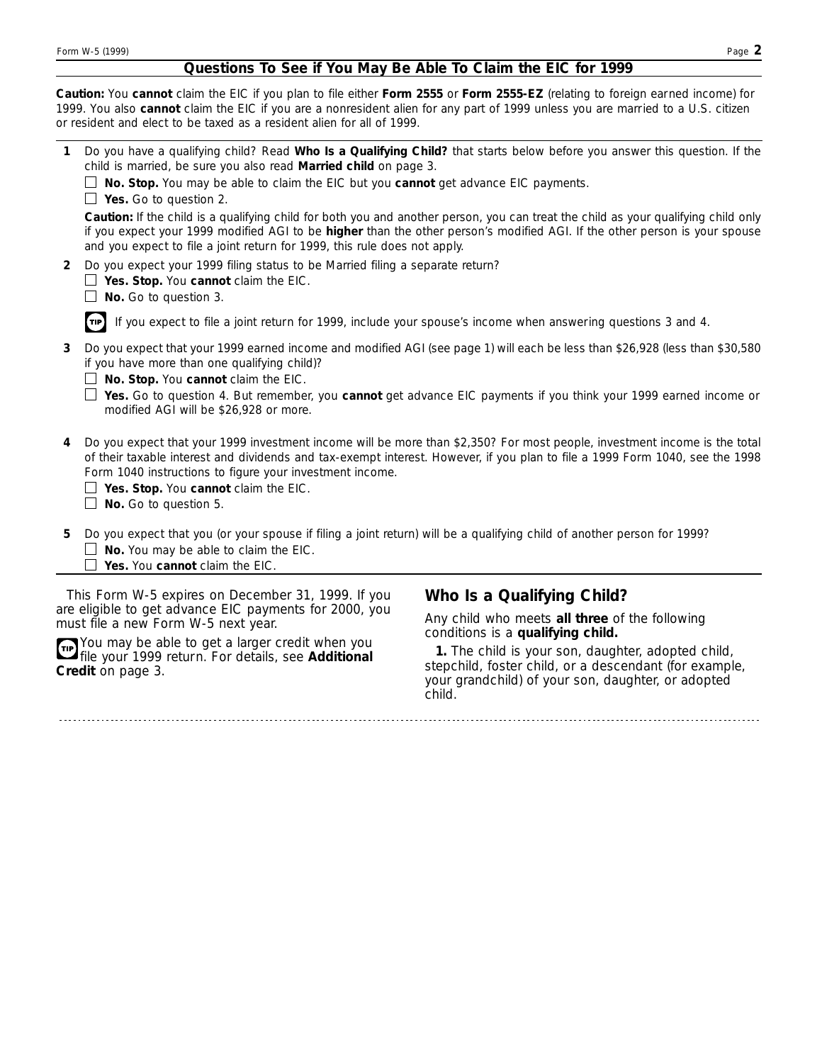## Questions To See if You May Be Able To Claim the EIC for 1999

**Caution:** You **cannot** claim the EIC if you plan to file either **Form 2555** or **Form 2555-EZ** (relating to foreign earned income) for 1999. You also **cannot** claim the EIC if you are a nonresident alien for any part of 1999 unless you are married to a U.S. citizen or resident and elect to be taxed as a resident alien for all of 1999.

**1** Do you have a qualifying child? Read **Who Is a Qualifying Child?** that starts below before you answer this question. If the child is married, be sure you also read **Married child** on page 3.

☐ **No. Stop.** You may be able to claim the EIC but you **cannot** get advance EIC payments.

☐ **Yes.** Go to question 2.

**Caution:** If the child is a qualifying child for both you and another person, you can treat the child as your qualifying child only if you expect your 1999 modified AGI to be **higher** than the other person's modified AGI. If the other person is your spouse and you expect to file a joint return for 1999, this rule does not apply.

**2** Do you expect your 1999 filing status to be Married filing a separate return?

☐ **Yes. Stop.** You **cannot** claim the EIC.

☐ **No.** Go to question 3.

TIP: If you expect to file a joint return for 1999, include your spouse's income when answering questions 3 and 4.

**3** Do you expect that your 1999 earned income and modified AGI (see page 1) will each be less than $26,928 (less than $30,580 if you have more than one qualifying child)?

☐ **No. Stop.** You **cannot** claim the EIC.

☐ **Yes.** Go to question 4. But remember, you **cannot** get advance EIC payments if you think your 1999 earned income or modified AGI will be $26,928 or more.

**4** Do you expect that your 1999 investment income will be more than $2,350? For most people, investment income is the total of their taxable interest and dividends and tax-exempt interest. However, if you plan to file a 1999 Form 1040, see the 1998 Form 1040 instructions to figure your investment income.

☐ **Yes. Stop.** You **cannot** claim the EIC.

☐ **No.** Go to question 5.

**5** Do you expect that you (or your spouse if filing a joint return) will be a qualifying child of another person for 1999?

☐ **No.** You may be able to claim the EIC.

☐ **Yes.** You **cannot** claim the EIC.

This Form W-5 expires on December 31, 1999. If you are eligible to get advance EIC payments for 2000, you must file a new Form W-5 next year.

TIP: You may be able to get a larger credit when you file your 1999 return. For details, see **Additional Credit** on page 3.

## Who Is a Qualifying Child?

Any child who meets **all three** of the following conditions is a **qualifying child.**

**1.** The child is your son, daughter, adopted child, stepchild, foster child, or a descendant (for example, your grandchild) of your son, daughter, or adopted child.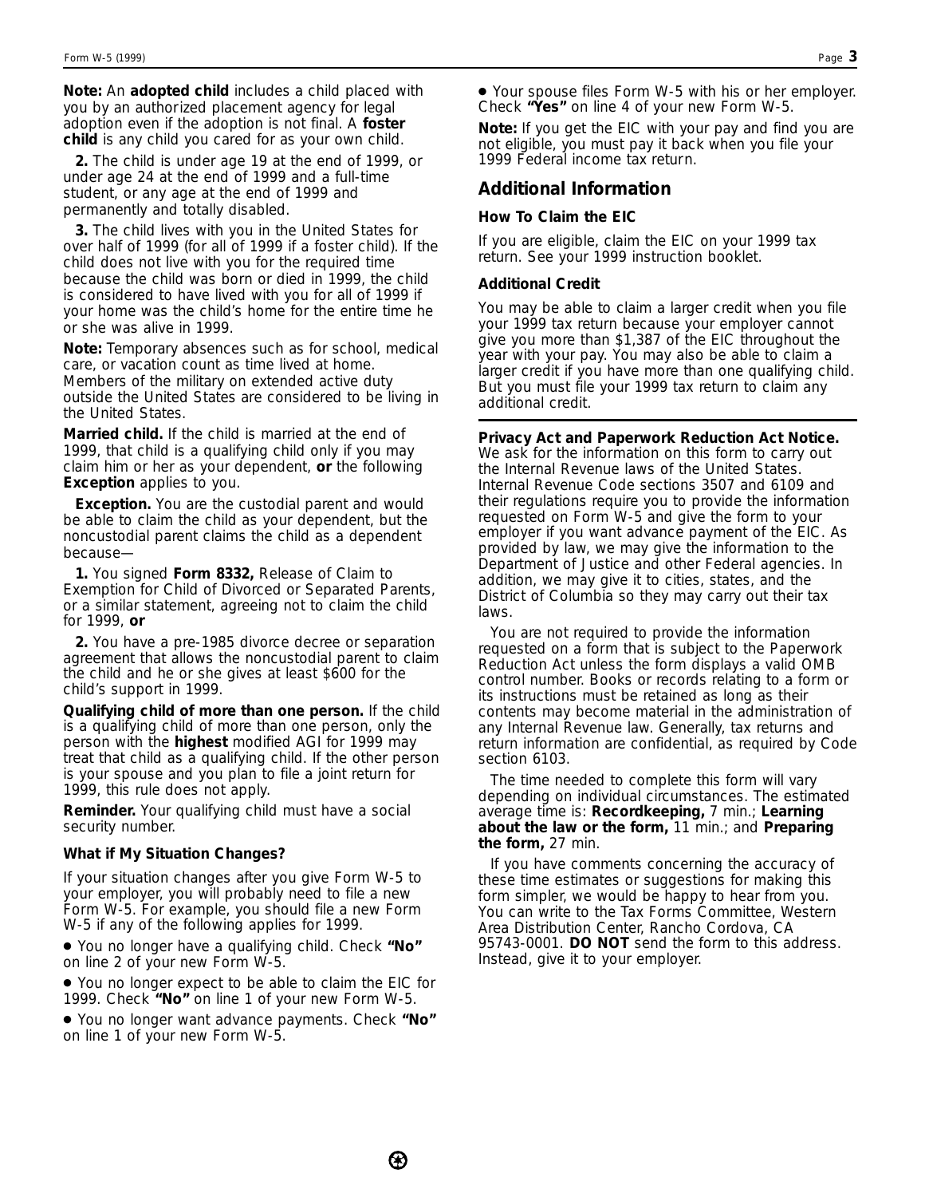**Note:** An **adopted child** includes a child placed with you by an authorized placement agency for legal adoption even if the adoption is not final. A **foster child** is any child you cared for as your own child.

**2.** The child is under age 19 at the end of 1999, or under age 24 at the end of 1999 and a full-time student, or any age at the end of 1999 and permanently and totally disabled.

**3.** The child lives with you in the United States for over half of 1999 (for all of 1999 if a foster child). If the child does not live with you for the required time because the child was born or died in 1999, the child is considered to have lived with you for all of 1999 if your home was the child's home for the entire time he or she was alive in 1999.

**Note:** Temporary absences such as for school, medical care, or vacation count as time lived at home. Members of the military on extended active duty outside the United States are considered to be living in the United States.

**Married child.** If the child is married at the end of 1999, that child is a qualifying child only if you may claim him or her as your dependent, **or** the following **Exception** applies to you.

**Exception.** You are the custodial parent and would be able to claim the child as your dependent, but the noncustodial parent claims the child as a dependent because—

**1.** You signed **Form 8332,** Release of Claim to Exemption for Child of Divorced or Separated Parents, or a similar statement, agreeing not to claim the child for 1999, **or**

**2.** You have a pre-1985 divorce decree or separation agreement that allows the noncustodial parent to claim the child and he or she gives at least $600 for the child's support in 1999.

**Qualifying child of more than one person.** If the child is a qualifying child of more than one person, only the person with the **highest** modified AGI for 1999 may treat that child as a qualifying child. If the other person is your spouse and you plan to file a joint return for 1999, this rule does not apply.

**Reminder.** Your qualifying child must have a social security number.

### What if My Situation Changes?

If your situation changes after you give Form W-5 to your employer, you will probably need to file a new Form W-5. For example, you should file a new Form W-5 if any of the following applies for 1999.

- You no longer have a qualifying child. Check **"No"** on line 2 of your new Form W-5.
- You no longer expect to be able to claim the EIC for 1999. Check **"No"** on line 1 of your new Form W-5.
- You no longer want advance payments. Check **"No"** on line 1 of your new Form W-5.
- Your spouse files Form W-5 with his or her employer. Check **"Yes"** on line 4 of your new Form W-5.

**Note:** If you get the EIC with your pay and find you are not eligible, you must pay it back when you file your 1999 Federal income tax return.

## Additional Information

### How To Claim the EIC

If you are eligible, claim the EIC on your 1999 tax return. See your 1999 instruction booklet.

### Additional Credit

You may be able to claim a larger credit when you file your 1999 tax return because your employer cannot give you more than $1,387 of the EIC throughout the year with your pay. You may also be able to claim a larger credit if you have more than one qualifying child. But you must file your 1999 tax return to claim any additional credit.

**Privacy Act and Paperwork Reduction Act Notice.** We ask for the information on this form to carry out the Internal Revenue laws of the United States. Internal Revenue Code sections 3507 and 6109 and their regulations require you to provide the information requested on Form W-5 and give the form to your employer if you want advance payment of the EIC. As provided by law, we may give the information to the Department of Justice and other Federal agencies. In addition, we may give it to cities, states, and the District of Columbia so they may carry out their tax laws.

You are not required to provide the information requested on a form that is subject to the Paperwork Reduction Act unless the form displays a valid OMB control number. Books or records relating to a form or its instructions must be retained as long as their contents may become material in the administration of any Internal Revenue law. Generally, tax returns and return information are confidential, as required by Code section 6103.

The time needed to complete this form will vary depending on individual circumstances. The estimated average time is: **Recordkeeping,** 7 min.; **Learning about the law or the form,** 11 min.; and **Preparing the form,** 27 min.

If you have comments concerning the accuracy of these time estimates or suggestions for making this form simpler, we would be happy to hear from you. You can write to the Tax Forms Committee, Western Area Distribution Center, Rancho Cordova, CA 95743-0001. **DO NOT** send the form to this address. Instead, give it to your employer.